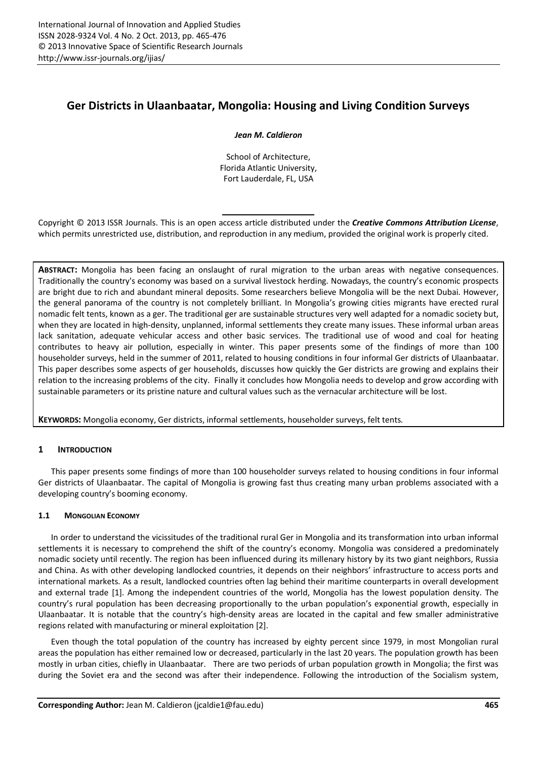# Ger Districts in Ulaanbaatar, Mongolia: Housing and Living Condition Surveys

***Jean M. Caldieron***

School of Architecture,
Florida Atlantic University,
Fort Lauderdale, FL, USA

Copyright © 2013 ISSR Journals. This is an open access article distributed under the ***Creative Commons Attribution License***, which permits unrestricted use, distribution, and reproduction in any medium, provided the original work is properly cited.

**ABSTRACT:** Mongolia has been facing an onslaught of rural migration to the urban areas with negative consequences. Traditionally the country's economy was based on a survival livestock herding. Nowadays, the country's economic prospects are bright due to rich and abundant mineral deposits. Some researchers believe Mongolia will be the next Dubai. However, the general panorama of the country is not completely brilliant. In Mongolia's growing cities migrants have erected rural nomadic felt tents, known as a ger. The traditional ger are sustainable structures very well adapted for a nomadic society but, when they are located in high-density, unplanned, informal settlements they create many issues. These informal urban areas lack sanitation, adequate vehicular access and other basic services. The traditional use of wood and coal for heating contributes to heavy air pollution, especially in winter. This paper presents some of the findings of more than 100 householder surveys, held in the summer of 2011, related to housing conditions in four informal Ger districts of Ulaanbaatar. This paper describes some aspects of ger households, discusses how quickly the Ger districts are growing and explains their relation to the increasing problems of the city. Finally it concludes how Mongolia needs to develop and grow according with sustainable parameters or its pristine nature and cultural values such as the vernacular architecture will be lost.

**KEYWORDS:** Mongolia economy, Ger districts, informal settlements, householder surveys, felt tents.

## 1 INTRODUCTION

This paper presents some findings of more than 100 householder surveys related to housing conditions in four informal Ger districts of Ulaanbaatar. The capital of Mongolia is growing fast thus creating many urban problems associated with a developing country's booming economy.

### 1.1 MONGOLIAN ECONOMY

In order to understand the vicissitudes of the traditional rural Ger in Mongolia and its transformation into urban informal settlements it is necessary to comprehend the shift of the country's economy. Mongolia was considered a predominately nomadic society until recently. The region has been influenced during its millenary history by its two giant neighbors, Russia and China. As with other developing landlocked countries, it depends on their neighbors' infrastructure to access ports and international markets. As a result, landlocked countries often lag behind their maritime counterparts in overall development and external trade [1]. Among the independent countries of the world, Mongolia has the lowest population density. The country's rural population has been decreasing proportionally to the urban population's exponential growth, especially in Ulaanbaatar. It is notable that the country's high-density areas are located in the capital and few smaller administrative regions related with manufacturing or mineral exploitation [2].

Even though the total population of the country has increased by eighty percent since 1979, in most Mongolian rural areas the population has either remained low or decreased, particularly in the last 20 years. The population growth has been mostly in urban cities, chiefly in Ulaanbaatar. There are two periods of urban population growth in Mongolia; the first was during the Soviet era and the second was after their independence. Following the introduction of the Socialism system,

**Corresponding Author:** Jean M. Caldieron (jcaldie1@fau.edu)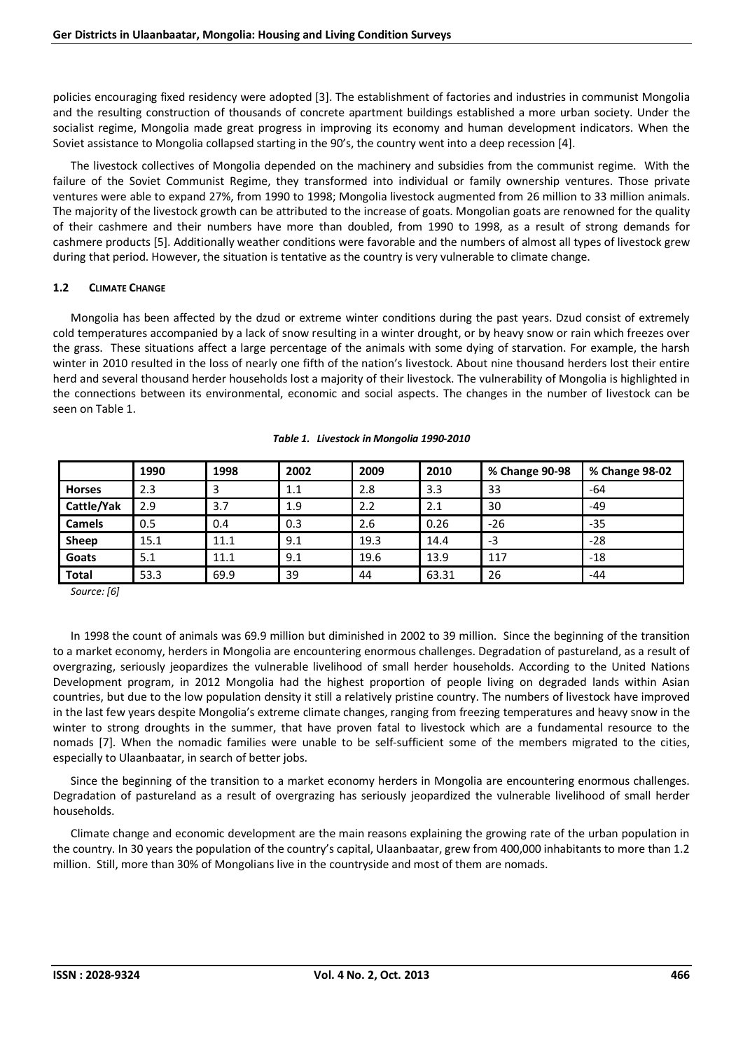policies encouraging fixed residency were adopted [3]. The establishment of factories and industries in communist Mongolia and the resulting construction of thousands of concrete apartment buildings established a more urban society. Under the socialist regime, Mongolia made great progress in improving its economy and human development indicators. When the Soviet assistance to Mongolia collapsed starting in the 90's, the country went into a deep recession [4].

The livestock collectives of Mongolia depended on the machinery and subsidies from the communist regime. With the failure of the Soviet Communist Regime, they transformed into individual or family ownership ventures. Those private ventures were able to expand 27%, from 1990 to 1998; Mongolia livestock augmented from 26 million to 33 million animals. The majority of the livestock growth can be attributed to the increase of goats. Mongolian goats are renowned for the quality of their cashmere and their numbers have more than doubled, from 1990 to 1998, as a result of strong demands for cashmere products [5]. Additionally weather conditions were favorable and the numbers of almost all types of livestock grew during that period. However, the situation is tentative as the country is very vulnerable to climate change.

### 1.2 Climate Change

Mongolia has been affected by the dzud or extreme winter conditions during the past years. Dzud consist of extremely cold temperatures accompanied by a lack of snow resulting in a winter drought, or by heavy snow or rain which freezes over the grass. These situations affect a large percentage of the animals with some dying of starvation. For example, the harsh winter in 2010 resulted in the loss of nearly one fifth of the nation's livestock. About nine thousand herders lost their entire herd and several thousand herder households lost a majority of their livestock. The vulnerability of Mongolia is highlighted in the connections between its environmental, economic and social aspects. The changes in the number of livestock can be seen on Table 1.

*Table 1. Livestock in Mongolia 1990-2010*

| | 1990 | 1998 | 2002 | 2009 | 2010 | % Change 90-98 | % Change 98-02 |
|---|---|---|---|---|---|---|---|
| **Horses** | 2.3 | 3 | 1.1 | 2.8 | 3.3 | 33 | -64 |
| **Cattle/Yak** | 2.9 | 3.7 | 1.9 | 2.2 | 2.1 | 30 | -49 |
| **Camels** | 0.5 | 0.4 | 0.3 | 2.6 | 0.26 | -26 | -35 |
| **Sheep** | 15.1 | 11.1 | 9.1 | 19.3 | 14.4 | -3 | -28 |
| **Goats** | 5.1 | 11.1 | 9.1 | 19.6 | 13.9 | 117 | -18 |
| **Total** | 53.3 | 69.9 | 39 | 44 | 63.31 | 26 | -44 |

*Source: [6]*

In 1998 the count of animals was 69.9 million but diminished in 2002 to 39 million. Since the beginning of the transition to a market economy, herders in Mongolia are encountering enormous challenges. Degradation of pastureland, as a result of overgrazing, seriously jeopardizes the vulnerable livelihood of small herder households. According to the United Nations Development program, in 2012 Mongolia had the highest proportion of people living on degraded lands within Asian countries, but due to the low population density it still a relatively pristine country. The numbers of livestock have improved in the last few years despite Mongolia's extreme climate changes, ranging from freezing temperatures and heavy snow in the winter to strong droughts in the summer, that have proven fatal to livestock which are a fundamental resource to the nomads [7]. When the nomadic families were unable to be self-sufficient some of the members migrated to the cities, especially to Ulaanbaatar, in search of better jobs.

Since the beginning of the transition to a market economy herders in Mongolia are encountering enormous challenges. Degradation of pastureland as a result of overgrazing has seriously jeopardized the vulnerable livelihood of small herder households.

Climate change and economic development are the main reasons explaining the growing rate of the urban population in the country. In 30 years the population of the country's capital, Ulaanbaatar, grew from 400,000 inhabitants to more than 1.2 million. Still, more than 30% of Mongolians live in the countryside and most of them are nomads.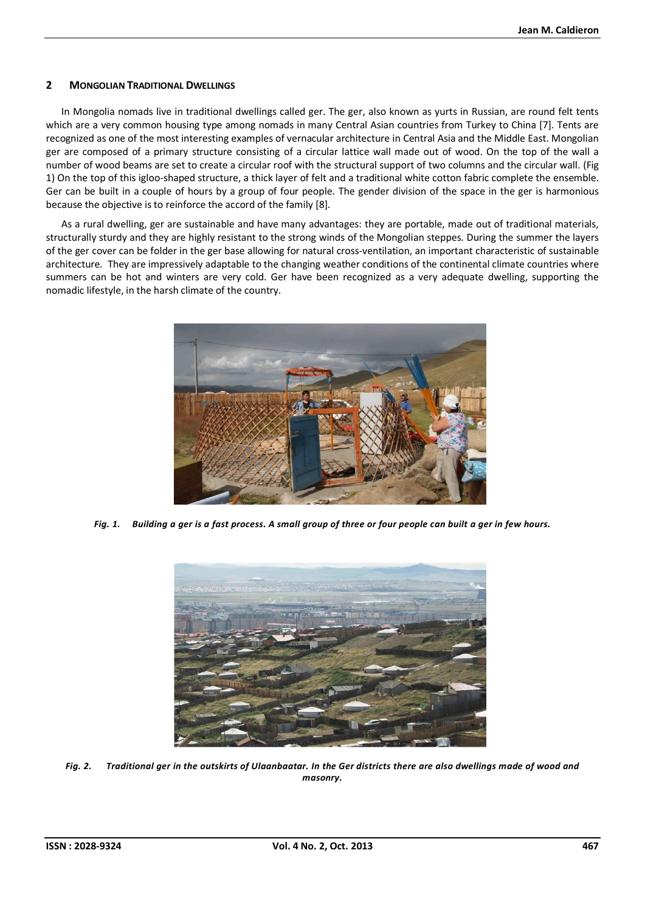## 2 MONGOLIAN TRADITIONAL DWELLINGS

In Mongolia nomads live in traditional dwellings called ger. The ger, also known as yurts in Russian, are round felt tents which are a very common housing type among nomads in many Central Asian countries from Turkey to China [7]. Tents are recognized as one of the most interesting examples of vernacular architecture in Central Asia and the Middle East. Mongolian ger are composed of a primary structure consisting of a circular lattice wall made out of wood. On the top of the wall a number of wood beams are set to create a circular roof with the structural support of two columns and the circular wall. (Fig 1) On the top of this igloo-shaped structure, a thick layer of felt and a traditional white cotton fabric complete the ensemble. Ger can be built in a couple of hours by a group of four people. The gender division of the space in the ger is harmonious because the objective is to reinforce the accord of the family [8].

As a rural dwelling, ger are sustainable and have many advantages: they are portable, made out of traditional materials, structurally sturdy and they are highly resistant to the strong winds of the Mongolian steppes. During the summer the layers of the ger cover can be folder in the ger base allowing for natural cross-ventilation, an important characteristic of sustainable architecture. They are impressively adaptable to the changing weather conditions of the continental climate countries where summers can be hot and winters are very cold. Ger have been recognized as a very adequate dwelling, supporting the nomadic lifestyle, in the harsh climate of the country.

***Fig. 1.*** ***Building a ger is a fast process. A small group of three or four people can built a ger in few hours.***

***Fig. 2.*** ***Traditional ger in the outskirts of Ulaanbaatar. In the Ger districts there are also dwellings made of wood and masonry.***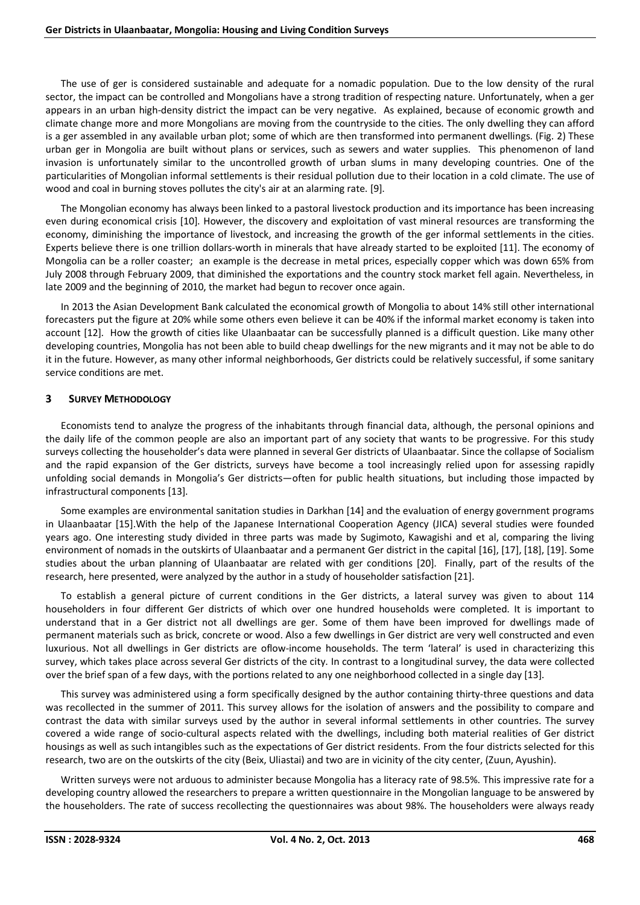The use of ger is considered sustainable and adequate for a nomadic population. Due to the low density of the rural sector, the impact can be controlled and Mongolians have a strong tradition of respecting nature. Unfortunately, when a ger appears in an urban high-density district the impact can be very negative. As explained, because of economic growth and climate change more and more Mongolians are moving from the countryside to the cities. The only dwelling they can afford is a ger assembled in any available urban plot; some of which are then transformed into permanent dwellings. (Fig. 2) These urban ger in Mongolia are built without plans or services, such as sewers and water supplies. This phenomenon of land invasion is unfortunately similar to the uncontrolled growth of urban slums in many developing countries. One of the particularities of Mongolian informal settlements is their residual pollution due to their location in a cold climate. The use of wood and coal in burning stoves pollutes the city's air at an alarming rate. [9].

The Mongolian economy has always been linked to a pastoral livestock production and its importance has been increasing even during economical crisis [10]. However, the discovery and exploitation of vast mineral resources are transforming the economy, diminishing the importance of livestock, and increasing the growth of the ger informal settlements in the cities. Experts believe there is one trillion dollars-worth in minerals that have already started to be exploited [11]. The economy of Mongolia can be a roller coaster; an example is the decrease in metal prices, especially copper which was down 65% from July 2008 through February 2009, that diminished the exportations and the country stock market fell again. Nevertheless, in late 2009 and the beginning of 2010, the market had begun to recover once again.

In 2013 the Asian Development Bank calculated the economical growth of Mongolia to about 14% still other international forecasters put the figure at 20% while some others even believe it can be 40% if the informal market economy is taken into account [12]. How the growth of cities like Ulaanbaatar can be successfully planned is a difficult question. Like many other developing countries, Mongolia has not been able to build cheap dwellings for the new migrants and it may not be able to do it in the future. However, as many other informal neighborhoods, Ger districts could be relatively successful, if some sanitary service conditions are met.

## 3 Survey Methodology

Economists tend to analyze the progress of the inhabitants through financial data, although, the personal opinions and the daily life of the common people are also an important part of any society that wants to be progressive. For this study surveys collecting the householder's data were planned in several Ger districts of Ulaanbaatar. Since the collapse of Socialism and the rapid expansion of the Ger districts, surveys have become a tool increasingly relied upon for assessing rapidly unfolding social demands in Mongolia's Ger districts—often for public health situations, but including those impacted by infrastructural components [13].

Some examples are environmental sanitation studies in Darkhan [14] and the evaluation of energy government programs in Ulaanbaatar [15].With the help of the Japanese International Cooperation Agency (JICA) several studies were founded years ago. One interesting study divided in three parts was made by Sugimoto, Kawagishi and et al, comparing the living environment of nomads in the outskirts of Ulaanbaatar and a permanent Ger district in the capital [16], [17], [18], [19]. Some studies about the urban planning of Ulaanbaatar are related with ger conditions [20]. Finally, part of the results of the research, here presented, were analyzed by the author in a study of householder satisfaction [21].

To establish a general picture of current conditions in the Ger districts, a lateral survey was given to about 114 householders in four different Ger districts of which over one hundred households were completed. It is important to understand that in a Ger district not all dwellings are ger. Some of them have been improved for dwellings made of permanent materials such as brick, concrete or wood. Also a few dwellings in Ger district are very well constructed and even luxurious. Not all dwellings in Ger districts are oflow-income households. The term 'lateral' is used in characterizing this survey, which takes place across several Ger districts of the city. In contrast to a longitudinal survey, the data were collected over the brief span of a few days, with the portions related to any one neighborhood collected in a single day [13].

This survey was administered using a form specifically designed by the author containing thirty-three questions and data was recollected in the summer of 2011. This survey allows for the isolation of answers and the possibility to compare and contrast the data with similar surveys used by the author in several informal settlements in other countries. The survey covered a wide range of socio-cultural aspects related with the dwellings, including both material realities of Ger district housings as well as such intangibles such as the expectations of Ger district residents. From the four districts selected for this research, two are on the outskirts of the city (Beix, Uliastai) and two are in vicinity of the city center, (Zuun, Ayushin).

Written surveys were not arduous to administer because Mongolia has a literacy rate of 98.5%. This impressive rate for a developing country allowed the researchers to prepare a written questionnaire in the Mongolian language to be answered by the householders. The rate of success recollecting the questionnaires was about 98%. The householders were always ready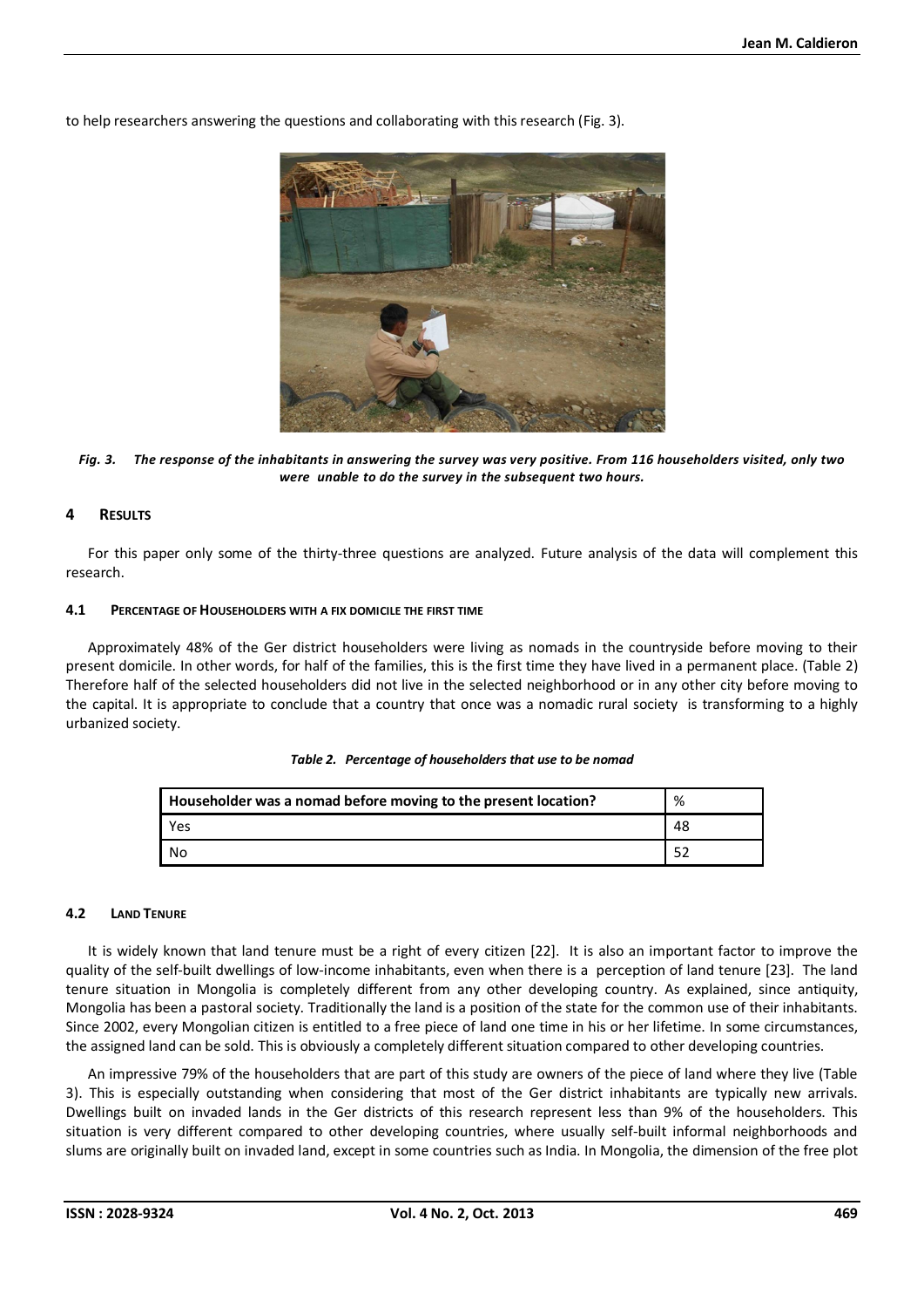to help researchers answering the questions and collaborating with this research (Fig. 3).

***Fig. 3. The response of the inhabitants in answering the survey was very positive. From 116 householders visited, only two were unable to do the survey in the subsequent two hours.***

## 4 RESULTS

For this paper only some of the thirty-three questions are analyzed. Future analysis of the data will complement this research.

### 4.1 PERCENTAGE OF HOUSEHOLDERS WITH A FIX DOMICILE THE FIRST TIME

Approximately 48% of the Ger district householders were living as nomads in the countryside before moving to their present domicile. In other words, for half of the families, this is the first time they have lived in a permanent place. (Table 2) Therefore half of the selected householders did not live in the selected neighborhood or in any other city before moving to the capital. It is appropriate to conclude that a country that once was a nomadic rural society is transforming to a highly urbanized society.

***Table 2. Percentage of householders that use to be nomad***

| Householder was a nomad before moving to the present location? | % |
|---|---|
| Yes | 48 |
| No | 52 |

### 4.2 LAND TENURE

It is widely known that land tenure must be a right of every citizen [22]. It is also an important factor to improve the quality of the self-built dwellings of low-income inhabitants, even when there is a perception of land tenure [23]. The land tenure situation in Mongolia is completely different from any other developing country. As explained, since antiquity, Mongolia has been a pastoral society. Traditionally the land is a position of the state for the common use of their inhabitants. Since 2002, every Mongolian citizen is entitled to a free piece of land one time in his or her lifetime. In some circumstances, the assigned land can be sold. This is obviously a completely different situation compared to other developing countries.

An impressive 79% of the householders that are part of this study are owners of the piece of land where they live (Table 3). This is especially outstanding when considering that most of the Ger district inhabitants are typically new arrivals. Dwellings built on invaded lands in the Ger districts of this research represent less than 9% of the householders. This situation is very different compared to other developing countries, where usually self-built informal neighborhoods and slums are originally built on invaded land, except in some countries such as India. In Mongolia, the dimension of the free plot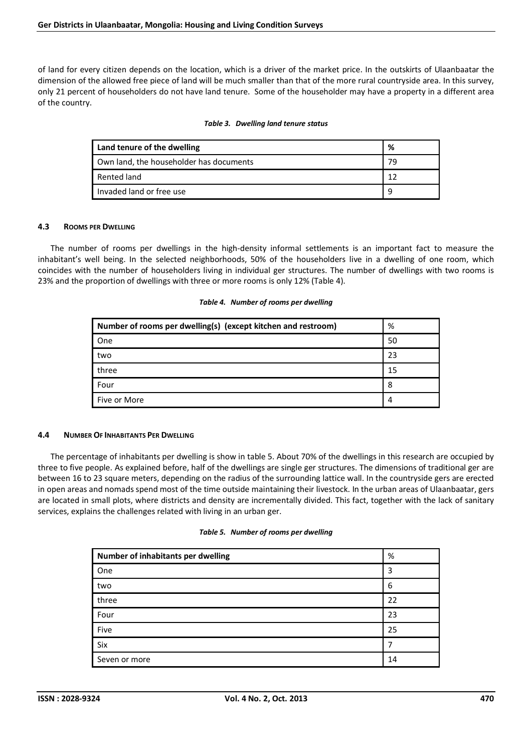of land for every citizen depends on the location, which is a driver of the market price. In the outskirts of Ulaanbaatar the dimension of the allowed free piece of land will be much smaller than that of the more rural countryside area. In this survey, only 21 percent of householders do not have land tenure. Some of the householder may have a property in a different area of the country.

*Table 3. Dwelling land tenure status*

| Land tenure of the dwelling | % |
|---|---|
| Own land, the householder has documents | 79 |
| Rented land | 12 |
| Invaded land or free use | 9 |

### 4.3 Rooms per Dwelling

The number of rooms per dwellings in the high-density informal settlements is an important fact to measure the inhabitant's well being. In the selected neighborhoods, 50% of the householders live in a dwelling of one room, which coincides with the number of householders living in individual ger structures. The number of dwellings with two rooms is 23% and the proportion of dwellings with three or more rooms is only 12% (Table 4).

*Table 4. Number of rooms per dwelling*

| Number of rooms per dwelling(s) (except kitchen and restroom) | % |
|---|---|
| One | 50 |
| two | 23 |
| three | 15 |
| Four | 8 |
| Five or More | 4 |

### 4.4 Number Of Inhabitants Per Dwelling

The percentage of inhabitants per dwelling is show in table 5. About 70% of the dwellings in this research are occupied by three to five people. As explained before, half of the dwellings are single ger structures. The dimensions of traditional ger are between 16 to 23 square meters, depending on the radius of the surrounding lattice wall. In the countryside gers are erected in open areas and nomads spend most of the time outside maintaining their livestock. In the urban areas of Ulaanbaatar, gers are located in small plots, where districts and density are incrementally divided. This fact, together with the lack of sanitary services, explains the challenges related with living in an urban ger.

*Table 5. Number of rooms per dwelling*

| Number of inhabitants per dwelling | % |
|---|---|
| One | 3 |
| two | 6 |
| three | 22 |
| Four | 23 |
| Five | 25 |
| Six | 7 |
| Seven or more | 14 |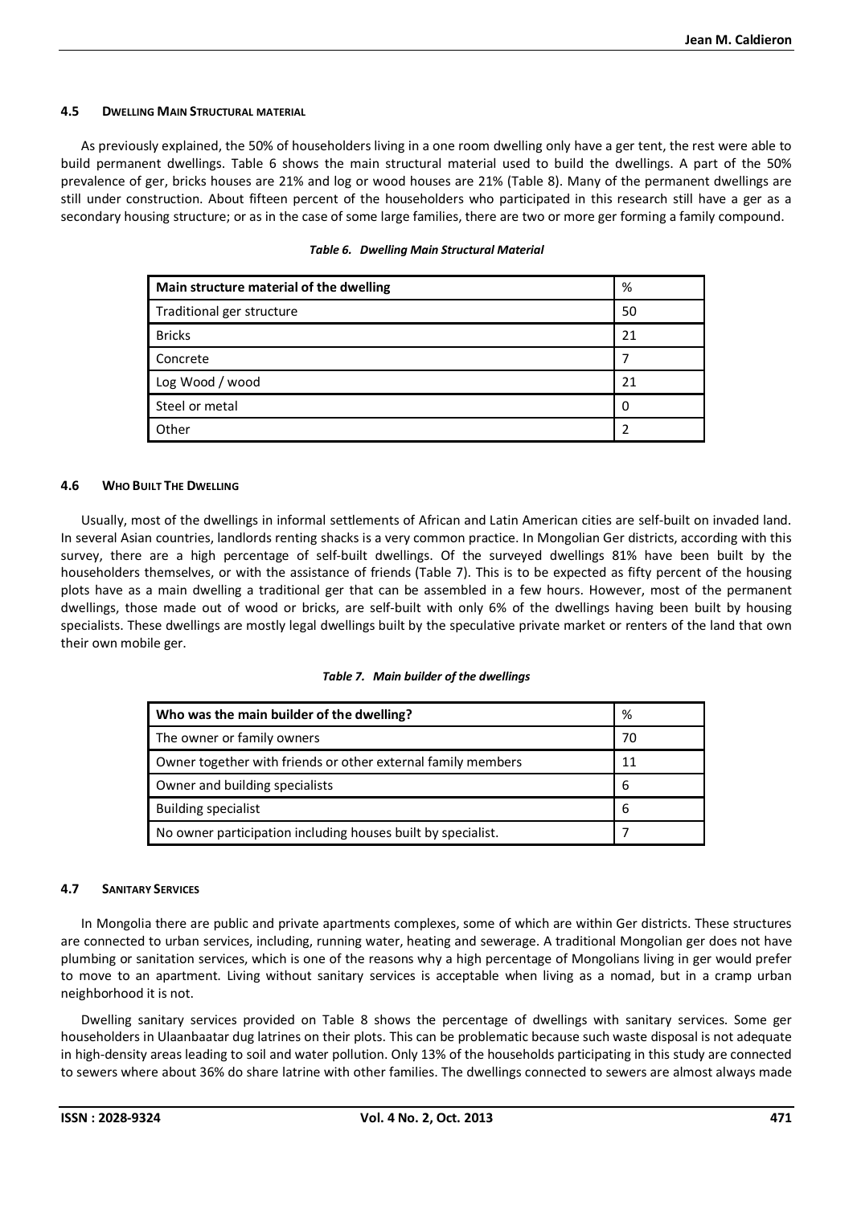### 4.5 DWELLING MAIN STRUCTURAL MATERIAL

As previously explained, the 50% of householders living in a one room dwelling only have a ger tent, the rest were able to build permanent dwellings. Table 6 shows the main structural material used to build the dwellings. A part of the 50% prevalence of ger, bricks houses are 21% and log or wood houses are 21% (Table 8). Many of the permanent dwellings are still under construction. About fifteen percent of the householders who participated in this research still have a ger as a secondary housing structure; or as in the case of some large families, there are two or more ger forming a family compound.

*Table 6. Dwelling Main Structural Material*

| Main structure material of the dwelling | % |
|---|---|
| Traditional ger structure | 50 |
| Bricks | 21 |
| Concrete | 7 |
| Log Wood / wood | 21 |
| Steel or metal | 0 |
| Other | 2 |

### 4.6 WHO BUILT THE DWELLING

Usually, most of the dwellings in informal settlements of African and Latin American cities are self-built on invaded land. In several Asian countries, landlords renting shacks is a very common practice. In Mongolian Ger districts, according with this survey, there are a high percentage of self-built dwellings. Of the surveyed dwellings 81% have been built by the householders themselves, or with the assistance of friends (Table 7). This is to be expected as fifty percent of the housing plots have as a main dwelling a traditional ger that can be assembled in a few hours. However, most of the permanent dwellings, those made out of wood or bricks, are self-built with only 6% of the dwellings having been built by housing specialists. These dwellings are mostly legal dwellings built by the speculative private market or renters of the land that own their own mobile ger.

*Table 7. Main builder of the dwellings*

| Who was the main builder of the dwelling? | % |
|---|---|
| The owner or family owners | 70 |
| Owner together with friends or other external family members | 11 |
| Owner and building specialists | 6 |
| Building specialist | 6 |
| No owner participation including houses built by specialist. | 7 |

### 4.7 SANITARY SERVICES

In Mongolia there are public and private apartments complexes, some of which are within Ger districts. These structures are connected to urban services, including, running water, heating and sewerage. A traditional Mongolian ger does not have plumbing or sanitation services, which is one of the reasons why a high percentage of Mongolians living in ger would prefer to move to an apartment. Living without sanitary services is acceptable when living as a nomad, but in a cramp urban neighborhood it is not.

Dwelling sanitary services provided on Table 8 shows the percentage of dwellings with sanitary services. Some ger householders in Ulaanbaatar dug latrines on their plots. This can be problematic because such waste disposal is not adequate in high-density areas leading to soil and water pollution. Only 13% of the households participating in this study are connected to sewers where about 36% do share latrine with other families. The dwellings connected to sewers are almost always made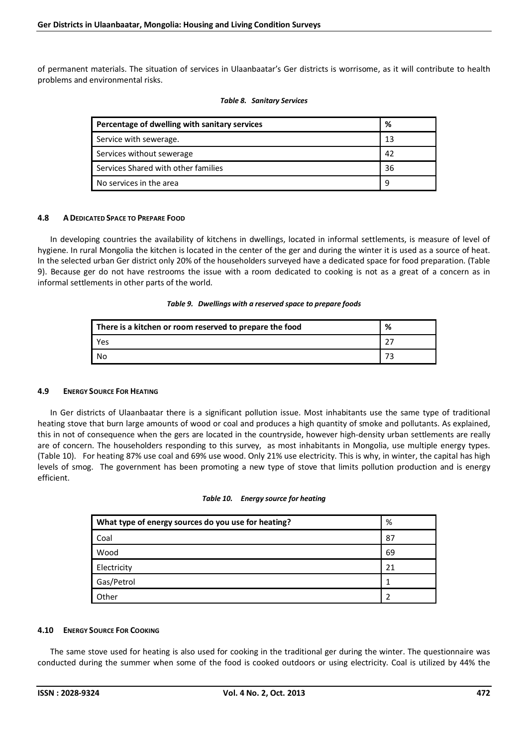of permanent materials. The situation of services in Ulaanbaatar's Ger districts is worrisome, as it will contribute to health problems and environmental risks.

***Table 8. Sanitary Services***

| Percentage of dwelling with sanitary services | % |
|---|---|
| Service with sewerage. | 13 |
| Services without sewerage | 42 |
| Services Shared with other families | 36 |
| No services in the area | 9 |

### 4.8 A Dedicated Space to Prepare Food

In developing countries the availability of kitchens in dwellings, located in informal settlements, is measure of level of hygiene. In rural Mongolia the kitchen is located in the center of the ger and during the winter it is used as a source of heat. In the selected urban Ger district only 20% of the householders surveyed have a dedicated space for food preparation. (Table 9). Because ger do not have restrooms the issue with a room dedicated to cooking is not as a great of a concern as in informal settlements in other parts of the world.

***Table 9. Dwellings with a reserved space to prepare foods***

| There is a kitchen or room reserved to prepare the food | % |
|---|---|
| Yes | 27 |
| No | 73 |

### 4.9 Energy Source For Heating

In Ger districts of Ulaanbaatar there is a significant pollution issue. Most inhabitants use the same type of traditional heating stove that burn large amounts of wood or coal and produces a high quantity of smoke and pollutants. As explained, this in not of consequence when the gers are located in the countryside, however high-density urban settlements are really are of concern. The householders responding to this survey, as most inhabitants in Mongolia, use multiple energy types. (Table 10). For heating 87% use coal and 69% use wood. Only 21% use electricity. This is why, in winter, the capital has high levels of smog. The government has been promoting a new type of stove that limits pollution production and is energy efficient.

***Table 10. Energy source for heating***

| What type of energy sources do you use for heating? | % |
|---|---|
| Coal | 87 |
| Wood | 69 |
| Electricity | 21 |
| Gas/Petrol | 1 |
| Other | 2 |

### 4.10 Energy Source For Cooking

The same stove used for heating is also used for cooking in the traditional ger during the winter. The questionnaire was conducted during the summer when some of the food is cooked outdoors or using electricity. Coal is utilized by 44% the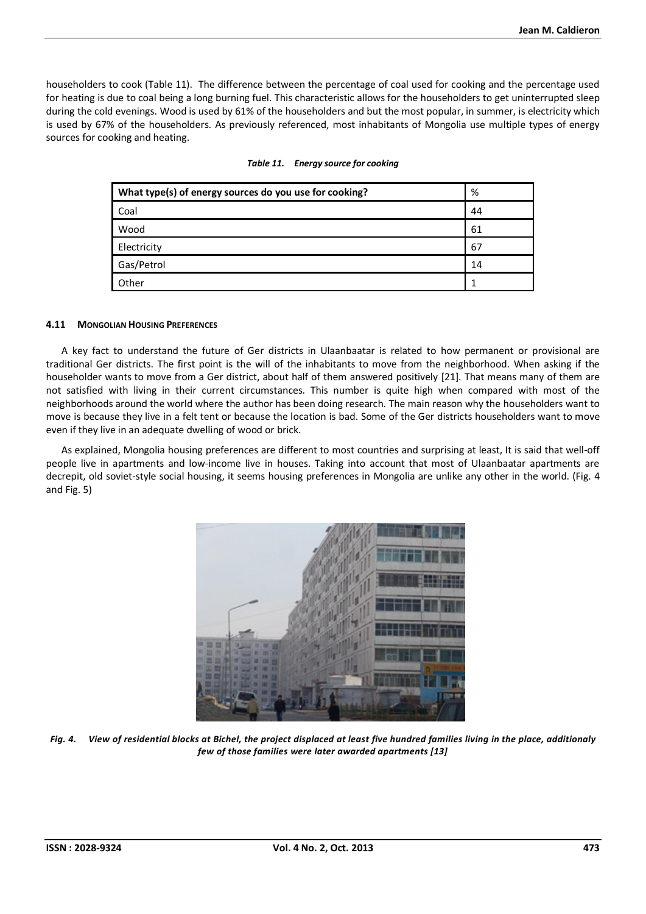householders to cook (Table 11). The difference between the percentage of coal used for cooking and the percentage used for heating is due to coal being a long burning fuel. This characteristic allows for the householders to get uninterrupted sleep during the cold evenings. Wood is used by 61% of the householders and but the most popular, in summer, is electricity which is used by 67% of the householders. As previously referenced, most inhabitants of Mongolia use multiple types of energy sources for cooking and heating.

***Table 11. Energy source for cooking***

| What type(s) of energy sources do you use for cooking? | % |
|---|---|
| Coal | 44 |
| Wood | 61 |
| Electricity | 67 |
| Gas/Petrol | 14 |
| Other | 1 |

#### 4.11 Mongolian Housing Preferences

A key fact to understand the future of Ger districts in Ulaanbaatar is related to how permanent or provisional are traditional Ger districts. The first point is the will of the inhabitants to move from the neighborhood. When asking if the householder wants to move from a Ger district, about half of them answered positively [21]. That means many of them are not satisfied with living in their current circumstances. This number is quite high when compared with most of the neighborhoods around the world where the author has been doing research. The main reason why the householders want to move is because they live in a felt tent or because the location is bad. Some of the Ger districts householders want to move even if they live in an adequate dwelling of wood or brick.

As explained, Mongolia housing preferences are different to most countries and surprising at least, It is said that well-off people live in apartments and low-income live in houses. Taking into account that most of Ulaanbaatar apartments are decrepit, old soviet-style social housing, it seems housing preferences in Mongolia are unlike any other in the world. (Fig. 4 and Fig. 5)

***Fig. 4. View of residential blocks at Bichel, the project displaced at least five hundred families living in the place, additionaly few of those families were later awarded apartments [13]***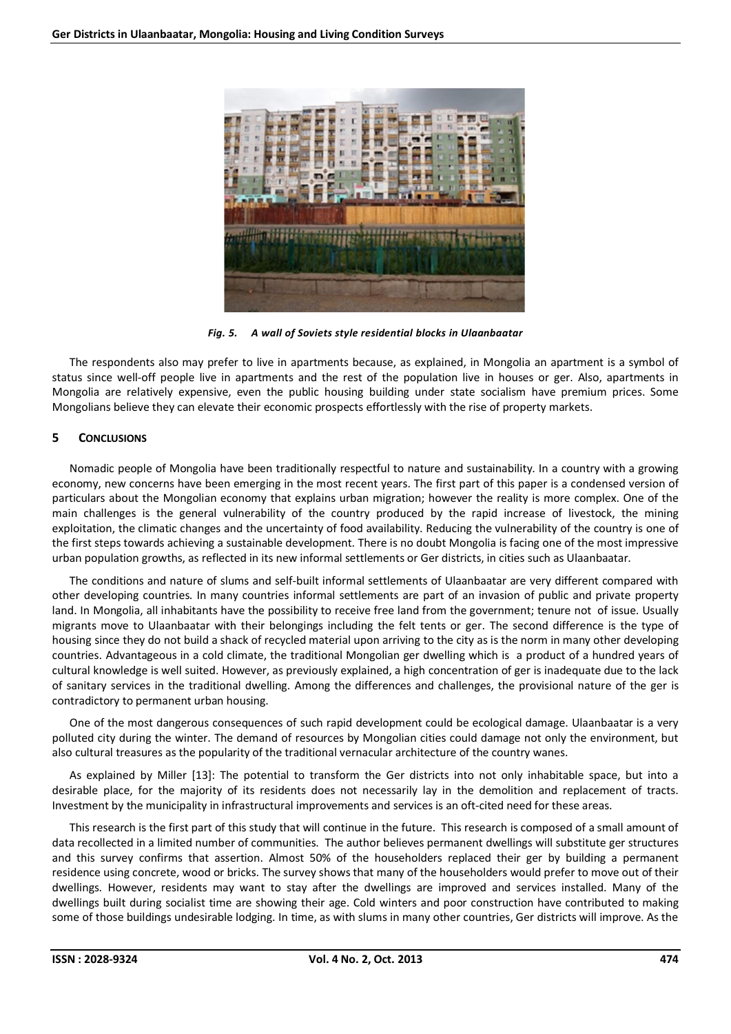*Fig. 5. A wall of Soviets style residential blocks in Ulaanbaatar*

The respondents also may prefer to live in apartments because, as explained, in Mongolia an apartment is a symbol of status since well-off people live in apartments and the rest of the population live in houses or ger. Also, apartments in Mongolia are relatively expensive, even the public housing building under state socialism have premium prices. Some Mongolians believe they can elevate their economic prospects effortlessly with the rise of property markets.

## 5 CONCLUSIONS

Nomadic people of Mongolia have been traditionally respectful to nature and sustainability. In a country with a growing economy, new concerns have been emerging in the most recent years. The first part of this paper is a condensed version of particulars about the Mongolian economy that explains urban migration; however the reality is more complex. One of the main challenges is the general vulnerability of the country produced by the rapid increase of livestock, the mining exploitation, the climatic changes and the uncertainty of food availability. Reducing the vulnerability of the country is one of the first steps towards achieving a sustainable development. There is no doubt Mongolia is facing one of the most impressive urban population growths, as reflected in its new informal settlements or Ger districts, in cities such as Ulaanbaatar.

The conditions and nature of slums and self-built informal settlements of Ulaanbaatar are very different compared with other developing countries. In many countries informal settlements are part of an invasion of public and private property land. In Mongolia, all inhabitants have the possibility to receive free land from the government; tenure not of issue. Usually migrants move to Ulaanbaatar with their belongings including the felt tents or ger. The second difference is the type of housing since they do not build a shack of recycled material upon arriving to the city as is the norm in many other developing countries. Advantageous in a cold climate, the traditional Mongolian ger dwelling which is a product of a hundred years of cultural knowledge is well suited. However, as previously explained, a high concentration of ger is inadequate due to the lack of sanitary services in the traditional dwelling. Among the differences and challenges, the provisional nature of the ger is contradictory to permanent urban housing.

One of the most dangerous consequences of such rapid development could be ecological damage. Ulaanbaatar is a very polluted city during the winter. The demand of resources by Mongolian cities could damage not only the environment, but also cultural treasures as the popularity of the traditional vernacular architecture of the country wanes.

As explained by Miller [13]: The potential to transform the Ger districts into not only inhabitable space, but into a desirable place, for the majority of its residents does not necessarily lay in the demolition and replacement of tracts. Investment by the municipality in infrastructural improvements and services is an oft-cited need for these areas.

This research is the first part of this study that will continue in the future. This research is composed of a small amount of data recollected in a limited number of communities. The author believes permanent dwellings will substitute ger structures and this survey confirms that assertion. Almost 50% of the householders replaced their ger by building a permanent residence using concrete, wood or bricks. The survey shows that many of the householders would prefer to move out of their dwellings. However, residents may want to stay after the dwellings are improved and services installed. Many of the dwellings built during socialist time are showing their age. Cold winters and poor construction have contributed to making some of those buildings undesirable lodging. In time, as with slums in many other countries, Ger districts will improve. As the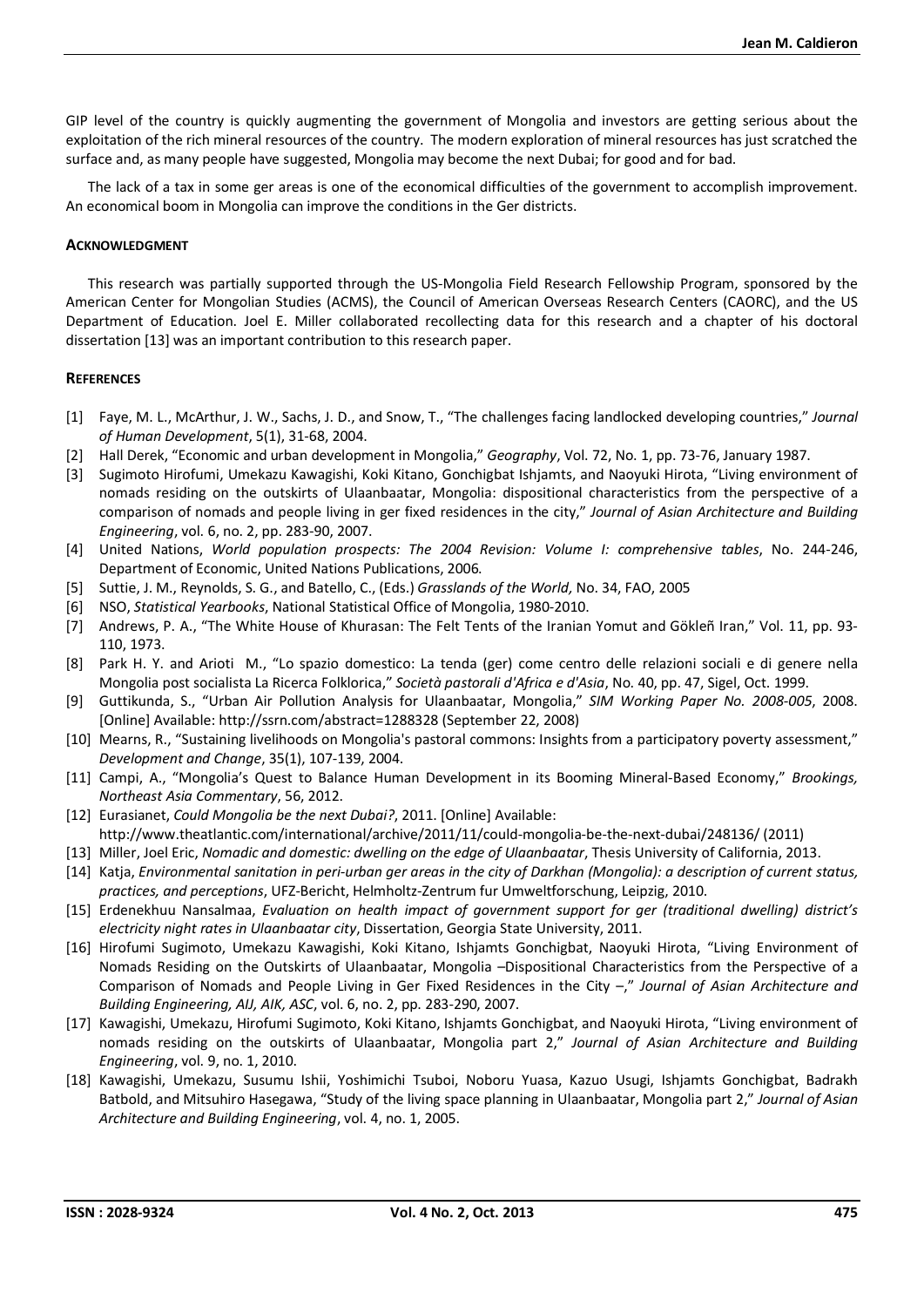GIP level of the country is quickly augmenting the government of Mongolia and investors are getting serious about the exploitation of the rich mineral resources of the country. The modern exploration of mineral resources has just scratched the surface and, as many people have suggested, Mongolia may become the next Dubai; for good and for bad.

The lack of a tax in some ger areas is one of the economical difficulties of the government to accomplish improvement. An economical boom in Mongolia can improve the conditions in the Ger districts.

## Acknowledgment

This research was partially supported through the US-Mongolia Field Research Fellowship Program, sponsored by the American Center for Mongolian Studies (ACMS), the Council of American Overseas Research Centers (CAORC), and the US Department of Education. Joel E. Miller collaborated recollecting data for this research and a chapter of his doctoral dissertation [13] was an important contribution to this research paper.

## References

- [1] Faye, M. L., McArthur, J. W., Sachs, J. D., and Snow, T., "The challenges facing landlocked developing countries," *Journal of Human Development*, 5(1), 31-68, 2004.
- [2] Hall Derek, "Economic and urban development in Mongolia," *Geography*, Vol. 72, No. 1, pp. 73-76, January 1987.
- [3] Sugimoto Hirofumi, Umekazu Kawagishi, Koki Kitano, Gonchigbat Ishjamts, and Naoyuki Hirota, "Living environment of nomads residing on the outskirts of Ulaanbaatar, Mongolia: dispositional characteristics from the perspective of a comparison of nomads and people living in ger fixed residences in the city," *Journal of Asian Architecture and Building Engineering*, vol. 6, no. 2, pp. 283-90, 2007.
- [4] United Nations, *World population prospects: The 2004 Revision: Volume I: comprehensive tables*, No. 244-246, Department of Economic, United Nations Publications, 2006.
- [5] Suttie, J. M., Reynolds, S. G., and Batello, C., (Eds.) *Grasslands of the World,* No. 34, FAO, 2005
- [6] NSO, *Statistical Yearbooks*, National Statistical Office of Mongolia, 1980-2010.
- [7] Andrews, P. A., "The White House of Khurasan: The Felt Tents of the Iranian Yomut and Gökleñ Iran," Vol. 11, pp. 93-110, 1973.
- [8] Park H. Y. and Arioti M., "Lo spazio domestico: La tenda (ger) come centro delle relazioni sociali e di genere nella Mongolia post socialista La Ricerca Folklorica," *Società pastorali d'Africa e d'Asia*, No. 40, pp. 47, Sigel, Oct. 1999.
- [9] Guttikunda, S., "Urban Air Pollution Analysis for Ulaanbaatar, Mongolia," *SIM Working Paper No. 2008-005*, 2008. [Online] Available: http://ssrn.com/abstract=1288328 (September 22, 2008)
- [10] Mearns, R., "Sustaining livelihoods on Mongolia's pastoral commons: Insights from a participatory poverty assessment," *Development and Change*, 35(1), 107-139, 2004.
- [11] Campi, A., "Mongolia's Quest to Balance Human Development in its Booming Mineral-Based Economy," *Brookings, Northeast Asia Commentary*, 56, 2012.
- [12] Eurasianet, *Could Mongolia be the next Dubai?*, 2011. [Online] Available: http://www.theatlantic.com/international/archive/2011/11/could-mongolia-be-the-next-dubai/248136/ (2011)
- [13] Miller, Joel Eric, *Nomadic and domestic: dwelling on the edge of Ulaanbaatar*, Thesis University of California, 2013.
- [14] Katja, *Environmental sanitation in peri-urban ger areas in the city of Darkhan (Mongolia): a description of current status, practices, and perceptions*, UFZ-Bericht, Helmholtz-Zentrum fur Umweltforschung, Leipzig, 2010.
- [15] Erdenekhuu Nansalmaa, *Evaluation on health impact of government support for ger (traditional dwelling) district's electricity night rates in Ulaanbaatar city*, Dissertation, Georgia State University, 2011.
- [16] Hirofumi Sugimoto, Umekazu Kawagishi, Koki Kitano, Ishjamts Gonchigbat, Naoyuki Hirota, "Living Environment of Nomads Residing on the Outskirts of Ulaanbaatar, Mongolia –Dispositional Characteristics from the Perspective of a Comparison of Nomads and People Living in Ger Fixed Residences in the City –," *Journal of Asian Architecture and Building Engineering, AIJ, AIK, ASC*, vol. 6, no. 2, pp. 283-290, 2007.
- [17] Kawagishi, Umekazu, Hirofumi Sugimoto, Koki Kitano, Ishjamts Gonchigbat, and Naoyuki Hirota, "Living environment of nomads residing on the outskirts of Ulaanbaatar, Mongolia part 2," *Journal of Asian Architecture and Building Engineering*, vol. 9, no. 1, 2010.
- [18] Kawagishi, Umekazu, Susumu Ishii, Yoshimichi Tsuboi, Noboru Yuasa, Kazuo Usugi, Ishjamts Gonchigbat, Badrakh Batbold, and Mitsuhiro Hasegawa, "Study of the living space planning in Ulaanbaatar, Mongolia part 2," *Journal of Asian Architecture and Building Engineering*, vol. 4, no. 1, 2005.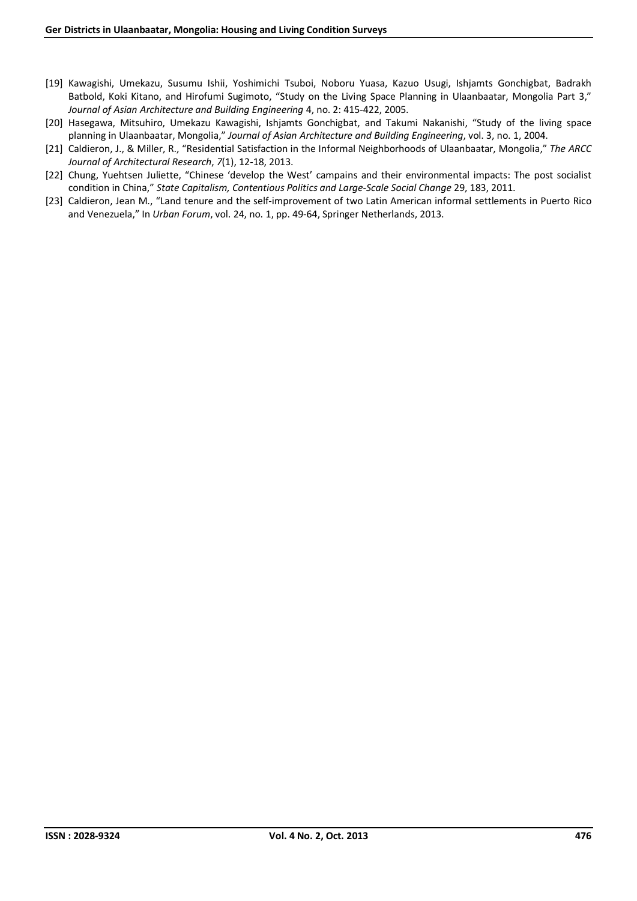[19] Kawagishi, Umekazu, Susumu Ishii, Yoshimichi Tsuboi, Noboru Yuasa, Kazuo Usugi, Ishjamts Gonchigbat, Badrakh Batbold, Koki Kitano, and Hirofumi Sugimoto, "Study on the Living Space Planning in Ulaanbaatar, Mongolia Part 3," *Journal of Asian Architecture and Building Engineering* 4, no. 2: 415-422, 2005.

[20] Hasegawa, Mitsuhiro, Umekazu Kawagishi, Ishjamts Gonchigbat, and Takumi Nakanishi, "Study of the living space planning in Ulaanbaatar, Mongolia," *Journal of Asian Architecture and Building Engineering*, vol. 3, no. 1, 2004.

[21] Caldieron, J., & Miller, R., "Residential Satisfaction in the Informal Neighborhoods of Ulaanbaatar, Mongolia," *The ARCC Journal of Architectural Research*, *7*(1), 12-18, 2013.

[22] Chung, Yuehtsen Juliette, "Chinese 'develop the West' campains and their environmental impacts: The post socialist condition in China," *State Capitalism, Contentious Politics and Large-Scale Social Change* 29, 183, 2011.

[23] Caldieron, Jean M., "Land tenure and the self-improvement of two Latin American informal settlements in Puerto Rico and Venezuela," In *Urban Forum*, vol. 24, no. 1, pp. 49-64, Springer Netherlands, 2013.